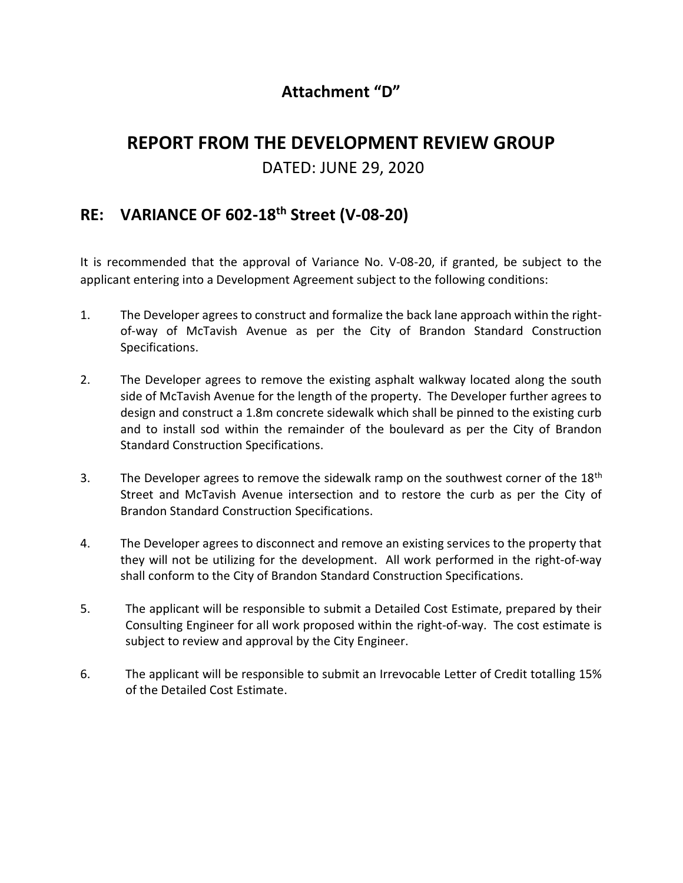## Attachment “D”

# REPORT FROM THE DEVELOPMENT REVIEW GROUP

DATED: JUNE 29, 2020

## RE: VARIANCE OF 602-18th Street (V-08-20)

It is recommended that the approval of Variance No. V-08-20, if granted, be subject to the applicant entering into a Development Agreement subject to the following conditions:

1. The Developer agrees to construct and formalize the back lane approach within the right-of-way of McTavish Avenue as per the City of Brandon Standard Construction Specifications.

2. The Developer agrees to remove the existing asphalt walkway located along the south side of McTavish Avenue for the length of the property. The Developer further agrees to design and construct a 1.8m concrete sidewalk which shall be pinned to the existing curb and to install sod within the remainder of the boulevard as per the City of Brandon Standard Construction Specifications.

3. The Developer agrees to remove the sidewalk ramp on the southwest corner of the 18th Street and McTavish Avenue intersection and to restore the curb as per the City of Brandon Standard Construction Specifications.

4. The Developer agrees to disconnect and remove an existing services to the property that they will not be utilizing for the development. All work performed in the right-of-way shall conform to the City of Brandon Standard Construction Specifications.

5. The applicant will be responsible to submit a Detailed Cost Estimate, prepared by their Consulting Engineer for all work proposed within the right-of-way. The cost estimate is subject to review and approval by the City Engineer.

6. The applicant will be responsible to submit an Irrevocable Letter of Credit totalling 15% of the Detailed Cost Estimate.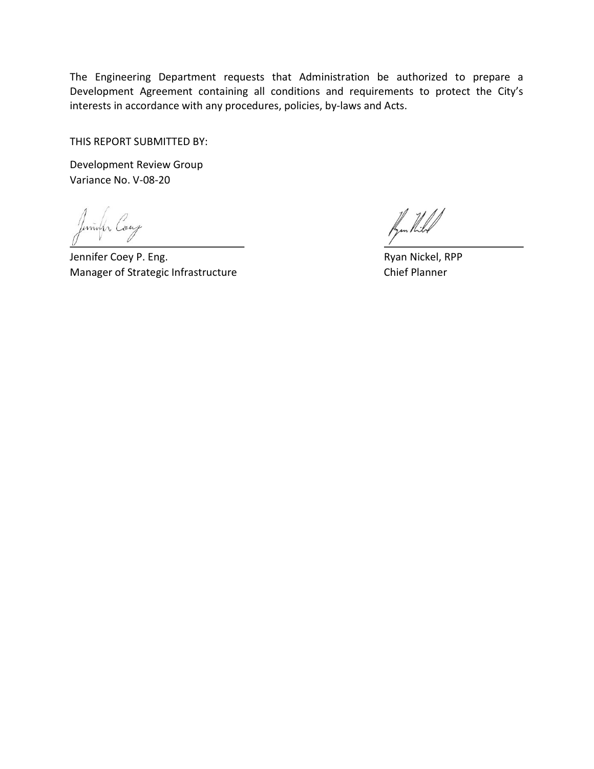The Engineering Department requests that Administration be authorized to prepare a Development Agreement containing all conditions and requirements to protect the City's interests in accordance with any procedures, policies, by-laws and Acts.

THIS REPORT SUBMITTED BY:

Development Review Group
Variance No. V-08-20

Jennifer Coey P. Eng.
Manager of Strategic Infrastructure

Ryan Nickel, RPP
Chief Planner